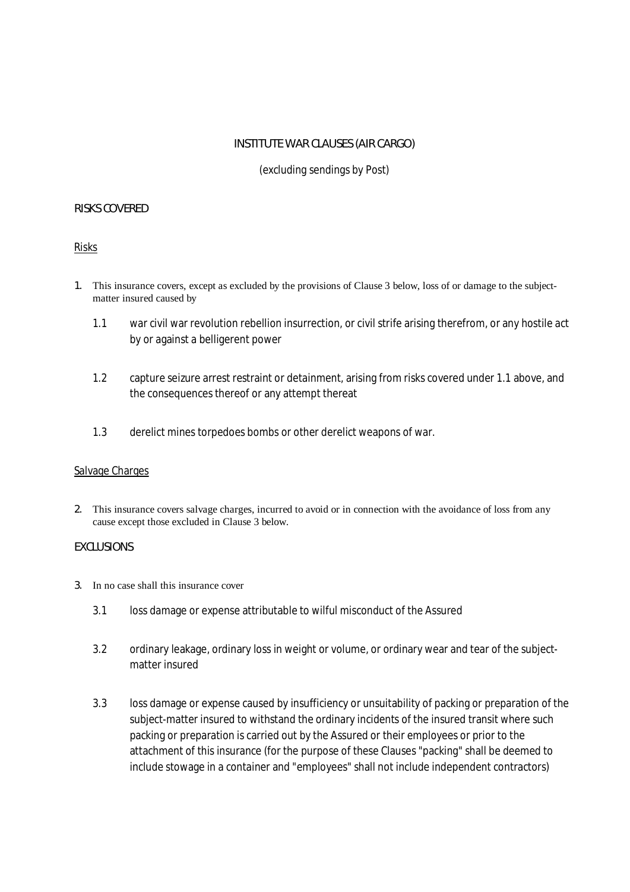# INSTITUTE WAR CLAUSES (AIR CARGO)

(excluding sendings by Post)

## RISKS COVERED

### Risks

1. This insurance covers, except as excluded by the provisions of Clause 3 below, loss of or damage to the subject-matter insured caused by

   1.1 war civil war revolution rebellion insurrection, or civil strife arising therefrom, or any hostile act by or against a belligerent power

   1.2 capture seizure arrest restraint or detainment, arising from risks covered under 1.1 above, and the consequences thereof or any attempt thereat

   1.3 derelict mines torpedoes bombs or other derelict weapons of war.

### Salvage Charges

2. This insurance covers salvage charges, incurred to avoid or in connection with the avoidance of loss from any cause except those excluded in Clause 3 below.

## EXCLUSIONS

3. In no case shall this insurance cover

   3.1 loss damage or expense attributable to wilful misconduct of the Assured

   3.2 ordinary leakage, ordinary loss in weight or volume, or ordinary wear and tear of the subject-matter insured

   3.3 loss damage or expense caused by insufficiency or unsuitability of packing or preparation of the subject-matter insured to withstand the ordinary incidents of the insured transit where such packing or preparation is carried out by the Assured or their employees or prior to the attachment of this insurance (for the purpose of these Clauses "packing" shall be deemed to include stowage in a container and "employees" shall not include independent contractors)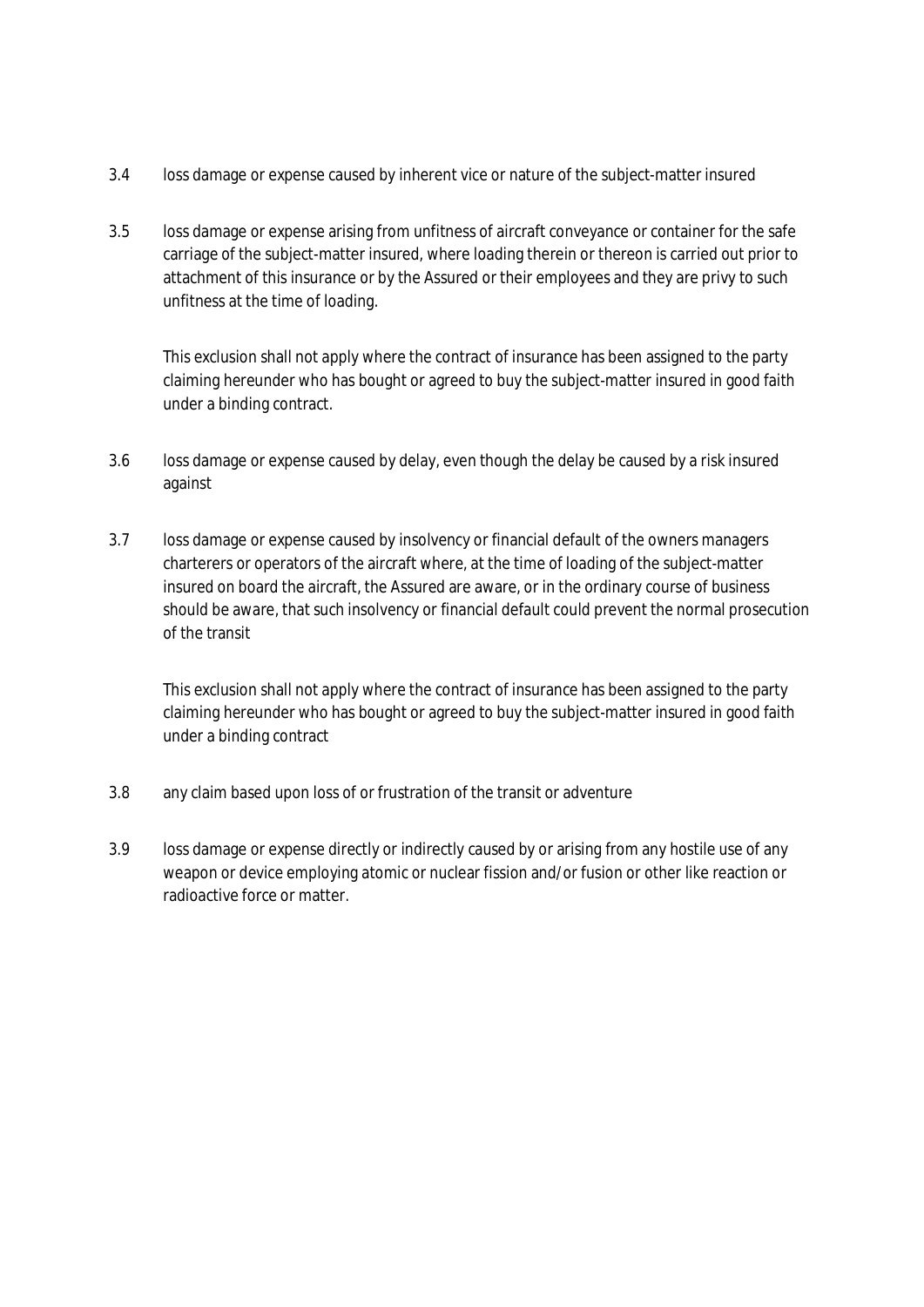3.4 loss damage or expense caused by inherent vice or nature of the subject-matter insured

3.5 loss damage or expense arising from unfitness of aircraft conveyance or container for the safe carriage of the subject-matter insured, where loading therein or thereon is carried out prior to attachment of this insurance or by the Assured or their employees and they are privy to such unfitness at the time of loading.

This exclusion shall not apply where the contract of insurance has been assigned to the party claiming hereunder who has bought or agreed to buy the subject-matter insured in good faith under a binding contract.

3.6 loss damage or expense caused by delay, even though the delay be caused by a risk insured against

3.7 loss damage or expense caused by insolvency or financial default of the owners managers charterers or operators of the aircraft where, at the time of loading of the subject-matter insured on board the aircraft, the Assured are aware, or in the ordinary course of business should be aware, that such insolvency or financial default could prevent the normal prosecution of the transit

This exclusion shall not apply where the contract of insurance has been assigned to the party claiming hereunder who has bought or agreed to buy the subject-matter insured in good faith under a binding contract

3.8 any claim based upon loss of or frustration of the transit or adventure

3.9 loss damage or expense directly or indirectly caused by or arising from any hostile use of any weapon or device employing atomic or nuclear fission and/or fusion or other like reaction or radioactive force or matter.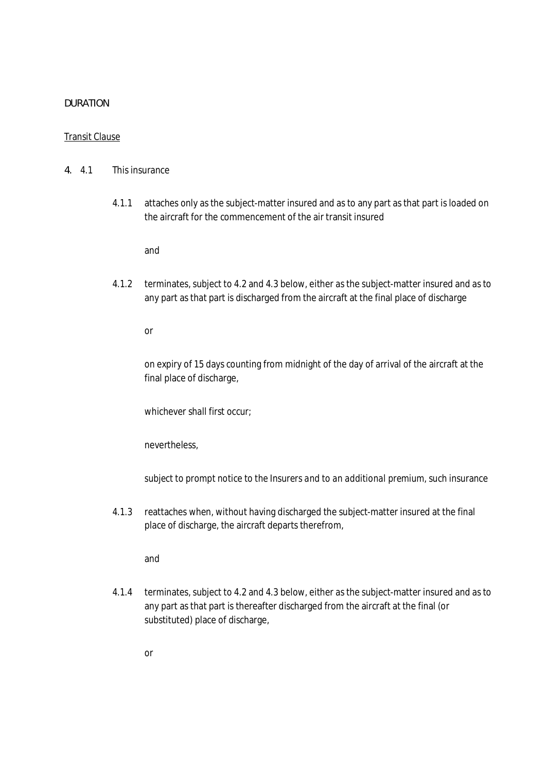DURATION

<u>Transit Clause</u>

4. 4.1 This insurance

4.1.1 attaches only as the subject-matter insured and as to any part as that part is loaded on the aircraft for the commencement of the air transit insured

and

4.1.2 terminates, subject to 4.2 and 4.3 below, either as the subject-matter insured and as to any part as that part is discharged from the aircraft at the final place of discharge

or

on expiry of 15 days counting from midnight of the day of arrival of the aircraft at the final place of discharge,

whichever shall first occur;

nevertheless,

subject to prompt notice to the Insurers and to an additional premium, such insurance

4.1.3 reattaches when, without having discharged the subject-matter insured at the final place of discharge, the aircraft departs therefrom,

and

4.1.4 terminates, subject to 4.2 and 4.3 below, either as the subject-matter insured and as to any part as that part is thereafter discharged from the aircraft at the final (or substituted) place of discharge,

or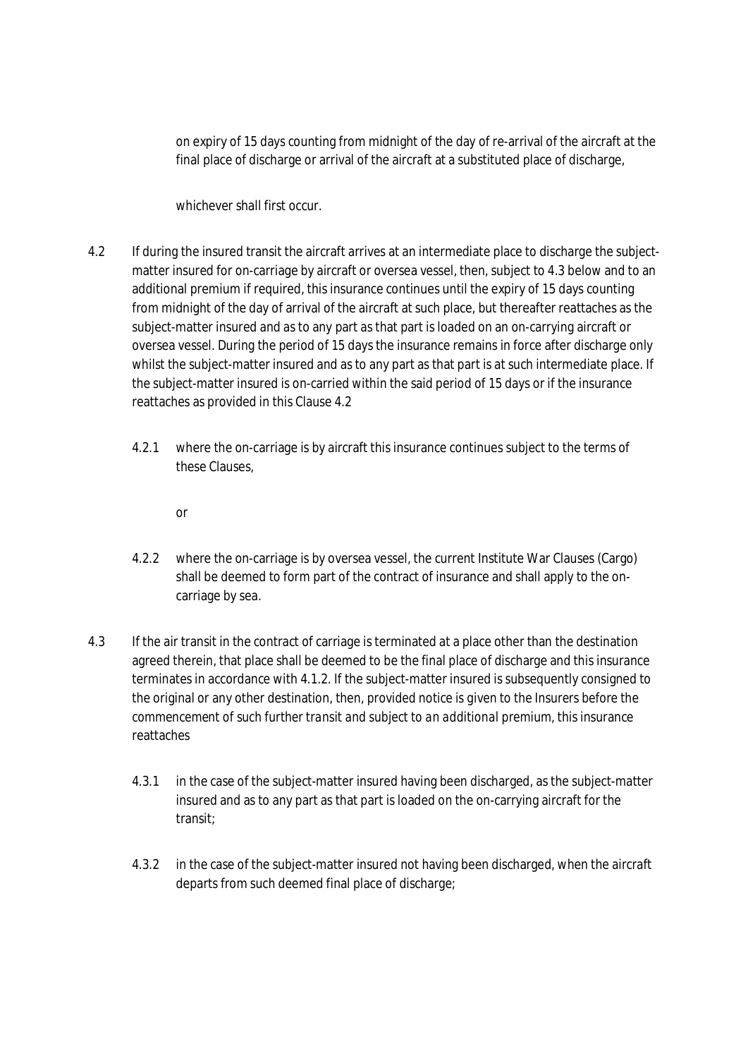on expiry of 15 days counting from midnight of the day of re-arrival of the aircraft at the final place of discharge or arrival of the aircraft at a substituted place of discharge,

whichever shall first occur.

4.2 If during the insured transit the aircraft arrives at an intermediate place to discharge the subject-matter insured for on-carriage by aircraft or oversea vessel, then, subject to 4.3 below and to an additional premium if required, this insurance continues until the expiry of 15 days counting from midnight of the day of arrival of the aircraft at such place, but thereafter reattaches as the subject-matter insured and as to any part as that part is loaded on an on-carrying aircraft or oversea vessel. During the period of 15 days the insurance remains in force after discharge only whilst the subject-matter insured and as to any part as that part is at such intermediate place. If the subject-matter insured is on-carried within the said period of 15 days or if the insurance reattaches as provided in this Clause 4.2

4.2.1 where the on-carriage is by aircraft this insurance continues subject to the terms of these Clauses,

or

4.2.2 where the on-carriage is by oversea vessel, the current Institute War Clauses (Cargo) shall be deemed to form part of the contract of insurance and shall apply to the on-carriage by sea.

4.3 If the air transit in the contract of carriage is terminated at a place other than the destination agreed therein, that place shall be deemed to be the final place of discharge and this insurance terminates in accordance with 4.1.2. If the subject-matter insured is subsequently consigned to the original or any other destination, then, provided notice is given to the Insurers before the commencement of such further transit and subject to an additional premium, this insurance reattaches

4.3.1 in the case of the subject-matter insured having been discharged, as the subject-matter insured and as to any part as that part is loaded on the on-carrying aircraft for the transit;

4.3.2 in the case of the subject-matter insured not having been discharged, when the aircraft departs from such deemed final place of discharge;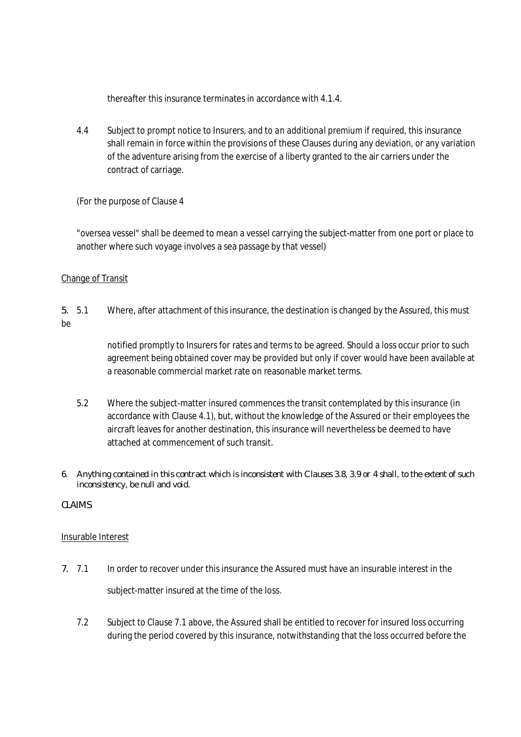thereafter this insurance terminates in accordance with 4.1.4.

4.4 Subject to prompt notice to Insurers, and to an additional premium if required, this insurance shall remain in force within the provisions of these Clauses during any deviation, or any variation of the adventure arising from the exercise of a liberty granted to the air carriers under the contract of carriage.

(For the purpose of Clause 4

"oversea vessel" shall be deemed to mean a vessel carrying the subject-matter from one port or place to another where such voyage involves a sea passage by that vessel)

<u>Change of Transit</u>

5. 5.1 Where, after attachment of this insurance, the destination is changed by the Assured, this must be notified promptly to Insurers for rates and terms to be agreed. Should a loss occur prior to such agreement being obtained cover may be provided but only if cover would have been available at a reasonable commercial market rate on reasonable market terms.

5.2 Where the subject-matter insured commences the transit contemplated by this insurance (in accordance with Clause 4.1), but, without the knowledge of the Assured or their employees the aircraft leaves for another destination, this insurance will nevertheless be deemed to have attached at commencement of such transit.

6. Anything contained in this contract which is inconsistent with Clauses 3.8, 3.9 or 4 shall, to the extent of such inconsistency, be null and void.

CLAIMS

<u>Insurable Interest</u>

7. 7.1 In order to recover under this insurance the Assured must have an insurable interest in the subject-matter insured at the time of the loss.

7.2 Subject to Clause 7.1 above, the Assured shall be entitled to recover for insured loss occurring during the period covered by this insurance, notwithstanding that the loss occurred before the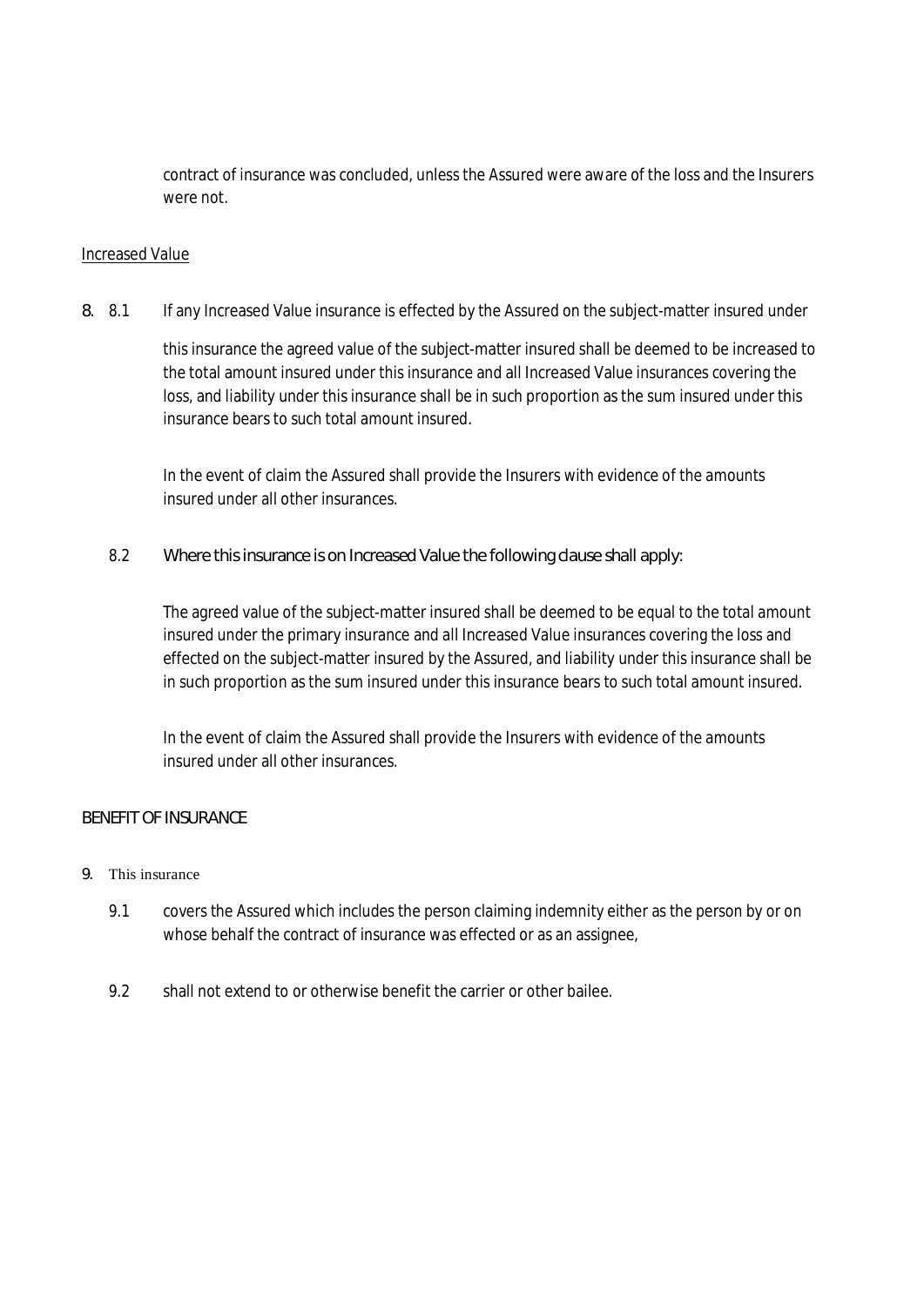contract of insurance was concluded, unless the Assured were aware of the loss and the Insurers were not.

<u>Increased Value</u>

8. 8.1 If any Increased Value insurance is effected by the Assured on the subject-matter insured under this insurance the agreed value of the subject-matter insured shall be deemed to be increased to the total amount insured under this insurance and all Increased Value insurances covering the loss, and liability under this insurance shall be in such proportion as the sum insured under this insurance bears to such total amount insured.

   In the event of claim the Assured shall provide the Insurers with evidence of the amounts insured under all other insurances.

   8.2 Where this insurance is on Increased Value the following clause shall apply:

   The agreed value of the subject-matter insured shall be deemed to be equal to the total amount insured under the primary insurance and all Increased Value insurances covering the loss and effected on the subject-matter insured by the Assured, and liability under this insurance shall be in such proportion as the sum insured under this insurance bears to such total amount insured.

   In the event of claim the Assured shall provide the Insurers with evidence of the amounts insured under all other insurances.

BENEFIT OF INSURANCE

9. This insurance

   9.1 covers the Assured which includes the person claiming indemnity either as the person by or on whose behalf the contract of insurance was effected or as an assignee,

   9.2 shall not extend to or otherwise benefit the carrier or other bailee.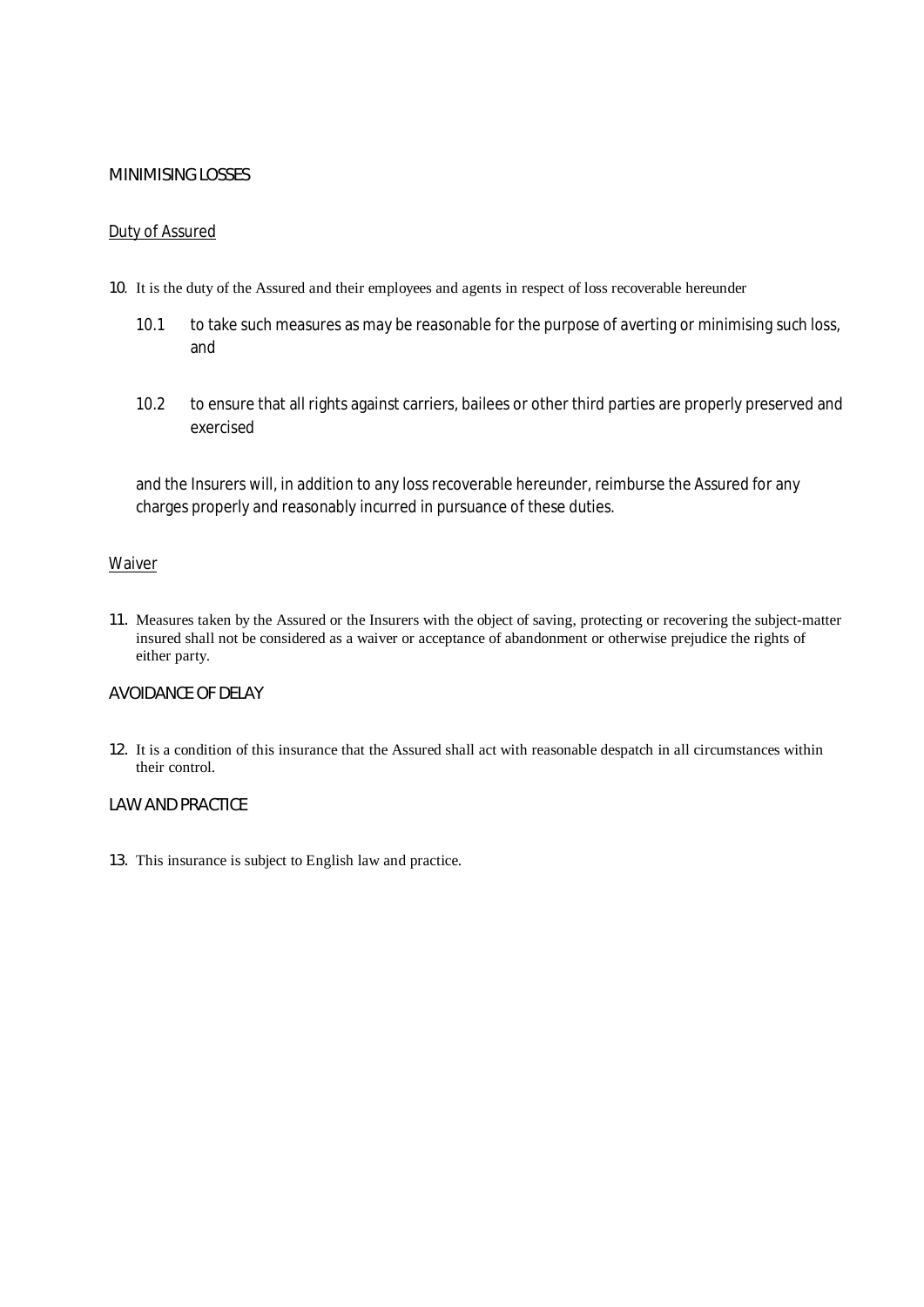## MINIMISING LOSSES

### Duty of Assured

10. It is the duty of the Assured and their employees and agents in respect of loss recoverable hereunder

    10.1 to take such measures as may be reasonable for the purpose of averting or minimising such loss, and

    10.2 to ensure that all rights against carriers, bailees or other third parties are properly preserved and exercised

    and the Insurers will, in addition to any loss recoverable hereunder, reimburse the Assured for any charges properly and reasonably incurred in pursuance of these duties.

### Waiver

11. Measures taken by the Assured or the Insurers with the object of saving, protecting or recovering the subject-matter insured shall not be considered as a waiver or acceptance of abandonment or otherwise prejudice the rights of either party.

## AVOIDANCE OF DELAY

12. It is a condition of this insurance that the Assured shall act with reasonable despatch in all circumstances within their control.

## LAW AND PRACTICE

13. This insurance is subject to English law and practice.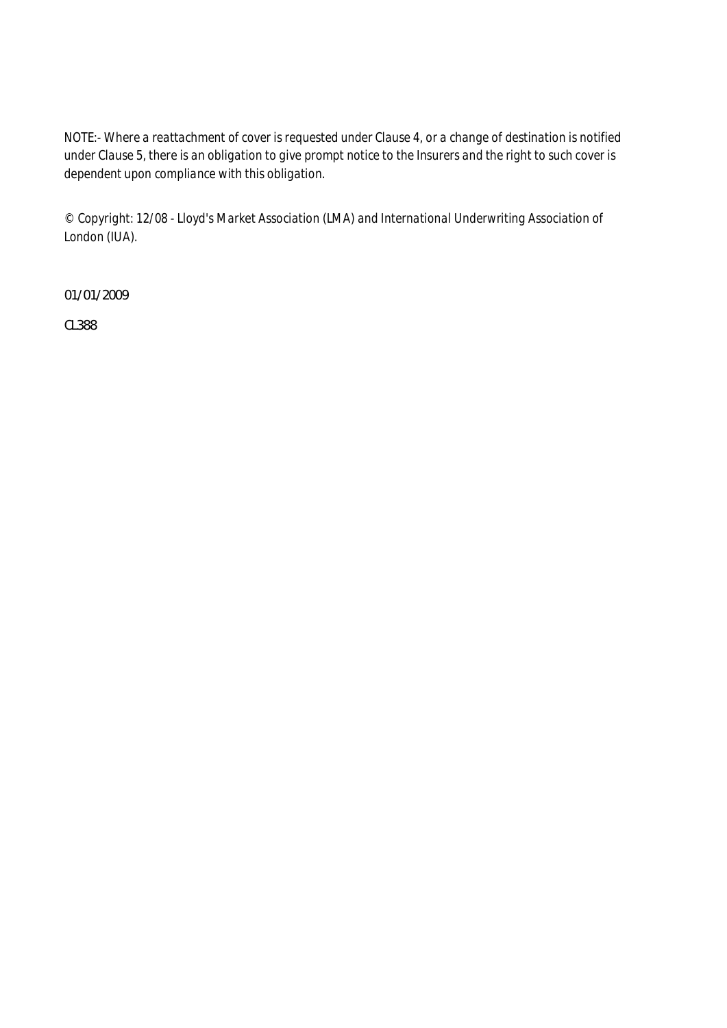*NOTE:- Where a reattachment of cover is requested under Clause 4, or a change of destination is notified under Clause 5, there is an obligation to give prompt notice to the Insurers and the right to such cover is dependent upon compliance with this obligation.*

*© Copyright: 12/08 - Lloyd's Market Association (LMA) and International Underwriting Association of London (IUA).*

01/01/2009

CL388